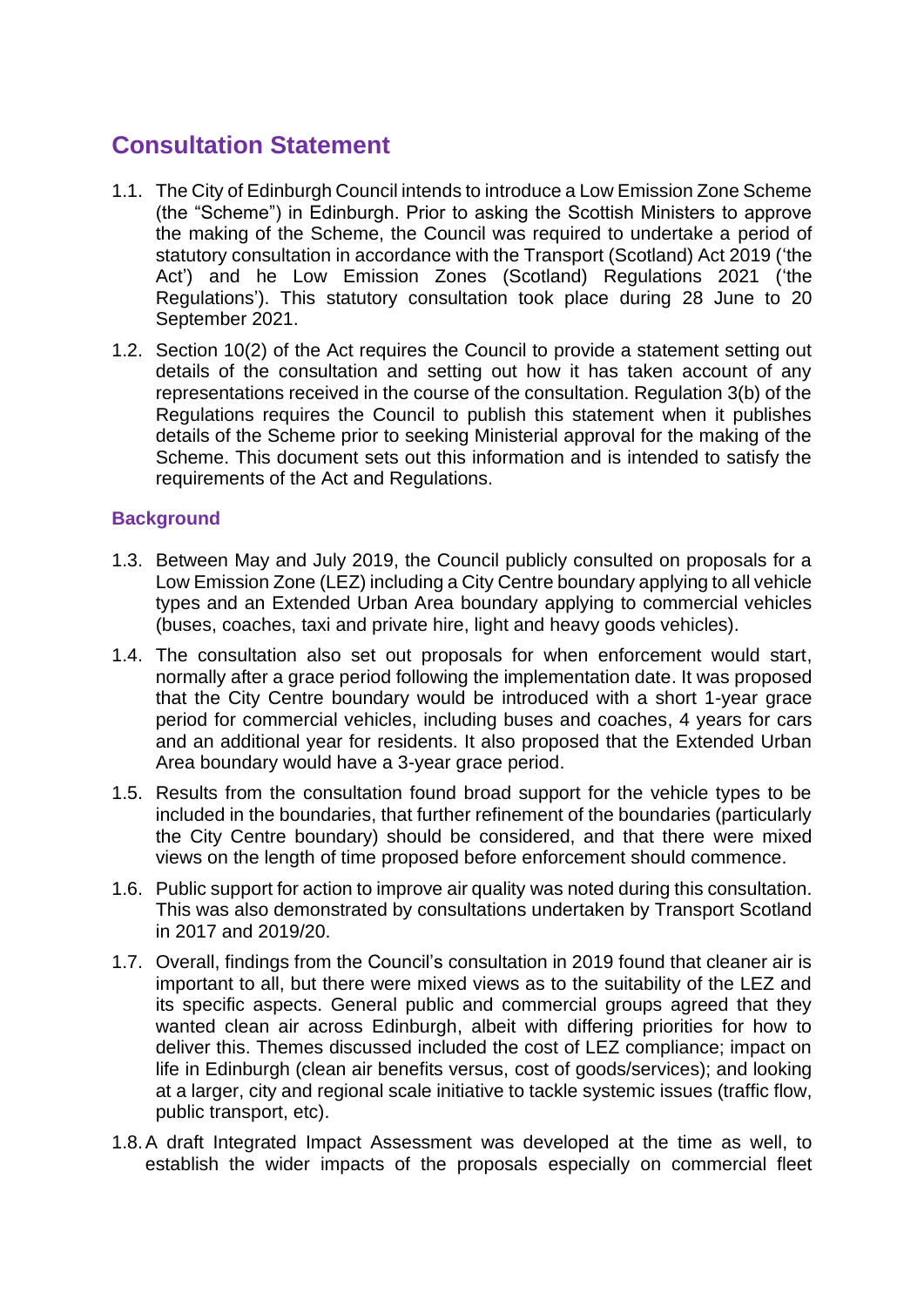# Consultation Statement

1.1. The City of Edinburgh Council intends to introduce a Low Emission Zone Scheme (the "Scheme") in Edinburgh. Prior to asking the Scottish Ministers to approve the making of the Scheme, the Council was required to undertake a period of statutory consultation in accordance with the Transport (Scotland) Act 2019 ('the Act') and he Low Emission Zones (Scotland) Regulations 2021 ('the Regulations'). This statutory consultation took place during 28 June to 20 September 2021.

1.2. Section 10(2) of the Act requires the Council to provide a statement setting out details of the consultation and setting out how it has taken account of any representations received in the course of the consultation. Regulation 3(b) of the Regulations requires the Council to publish this statement when it publishes details of the Scheme prior to seeking Ministerial approval for the making of the Scheme. This document sets out this information and is intended to satisfy the requirements of the Act and Regulations.

## Background

1.3. Between May and July 2019, the Council publicly consulted on proposals for a Low Emission Zone (LEZ) including a City Centre boundary applying to all vehicle types and an Extended Urban Area boundary applying to commercial vehicles (buses, coaches, taxi and private hire, light and heavy goods vehicles).

1.4. The consultation also set out proposals for when enforcement would start, normally after a grace period following the implementation date. It was proposed that the City Centre boundary would be introduced with a short 1-year grace period for commercial vehicles, including buses and coaches, 4 years for cars and an additional year for residents. It also proposed that the Extended Urban Area boundary would have a 3-year grace period.

1.5. Results from the consultation found broad support for the vehicle types to be included in the boundaries, that further refinement of the boundaries (particularly the City Centre boundary) should be considered, and that there were mixed views on the length of time proposed before enforcement should commence.

1.6. Public support for action to improve air quality was noted during this consultation. This was also demonstrated by consultations undertaken by Transport Scotland in 2017 and 2019/20.

1.7. Overall, findings from the Council's consultation in 2019 found that cleaner air is important to all, but there were mixed views as to the suitability of the LEZ and its specific aspects. General public and commercial groups agreed that they wanted clean air across Edinburgh, albeit with differing priorities for how to deliver this. Themes discussed included the cost of LEZ compliance; impact on life in Edinburgh (clean air benefits versus, cost of goods/services); and looking at a larger, city and regional scale initiative to tackle systemic issues (traffic flow, public transport, etc).

1.8. A draft Integrated Impact Assessment was developed at the time as well, to establish the wider impacts of the proposals especially on commercial fleet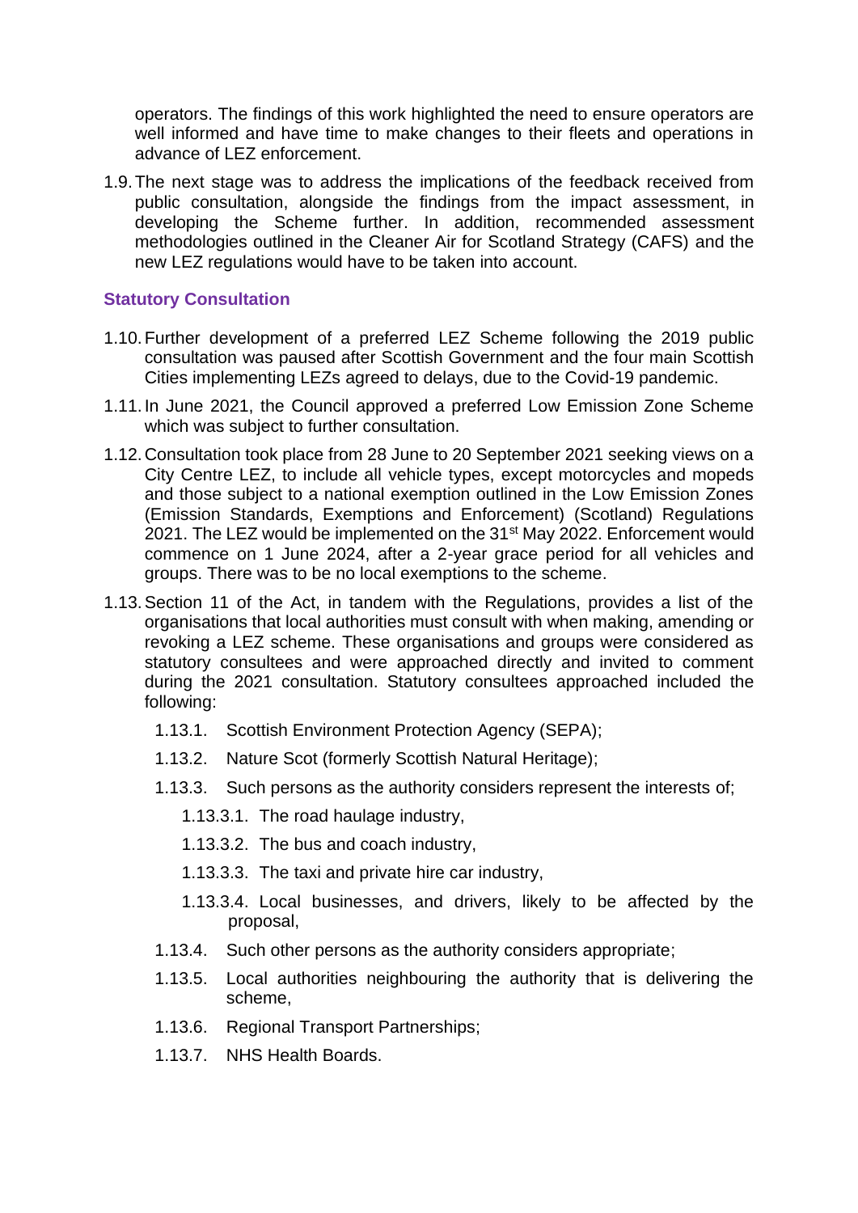operators. The findings of this work highlighted the need to ensure operators are well informed and have time to make changes to their fleets and operations in advance of LEZ enforcement.

1.9. The next stage was to address the implications of the feedback received from public consultation, alongside the findings from the impact assessment, in developing the Scheme further. In addition, recommended assessment methodologies outlined in the Cleaner Air for Scotland Strategy (CAFS) and the new LEZ regulations would have to be taken into account.

### Statutory Consultation

1.10. Further development of a preferred LEZ Scheme following the 2019 public consultation was paused after Scottish Government and the four main Scottish Cities implementing LEZs agreed to delays, due to the Covid-19 pandemic.

1.11. In June 2021, the Council approved a preferred Low Emission Zone Scheme which was subject to further consultation.

1.12. Consultation took place from 28 June to 20 September 2021 seeking views on a City Centre LEZ, to include all vehicle types, except motorcycles and mopeds and those subject to a national exemption outlined in the Low Emission Zones (Emission Standards, Exemptions and Enforcement) (Scotland) Regulations 2021. The LEZ would be implemented on the 31st May 2022. Enforcement would commence on 1 June 2024, after a 2-year grace period for all vehicles and groups. There was to be no local exemptions to the scheme.

1.13. Section 11 of the Act, in tandem with the Regulations, provides a list of the organisations that local authorities must consult with when making, amending or revoking a LEZ scheme. These organisations and groups were considered as statutory consultees and were approached directly and invited to comment during the 2021 consultation. Statutory consultees approached included the following:

   1.13.1. Scottish Environment Protection Agency (SEPA);

   1.13.2. Nature Scot (formerly Scottish Natural Heritage);

   1.13.3. Such persons as the authority considers represent the interests of;

      1.13.3.1. The road haulage industry,

      1.13.3.2. The bus and coach industry,

      1.13.3.3. The taxi and private hire car industry,

      1.13.3.4. Local businesses, and drivers, likely to be affected by the proposal,

   1.13.4. Such other persons as the authority considers appropriate;

   1.13.5. Local authorities neighbouring the authority that is delivering the scheme,

   1.13.6. Regional Transport Partnerships;

   1.13.7. NHS Health Boards.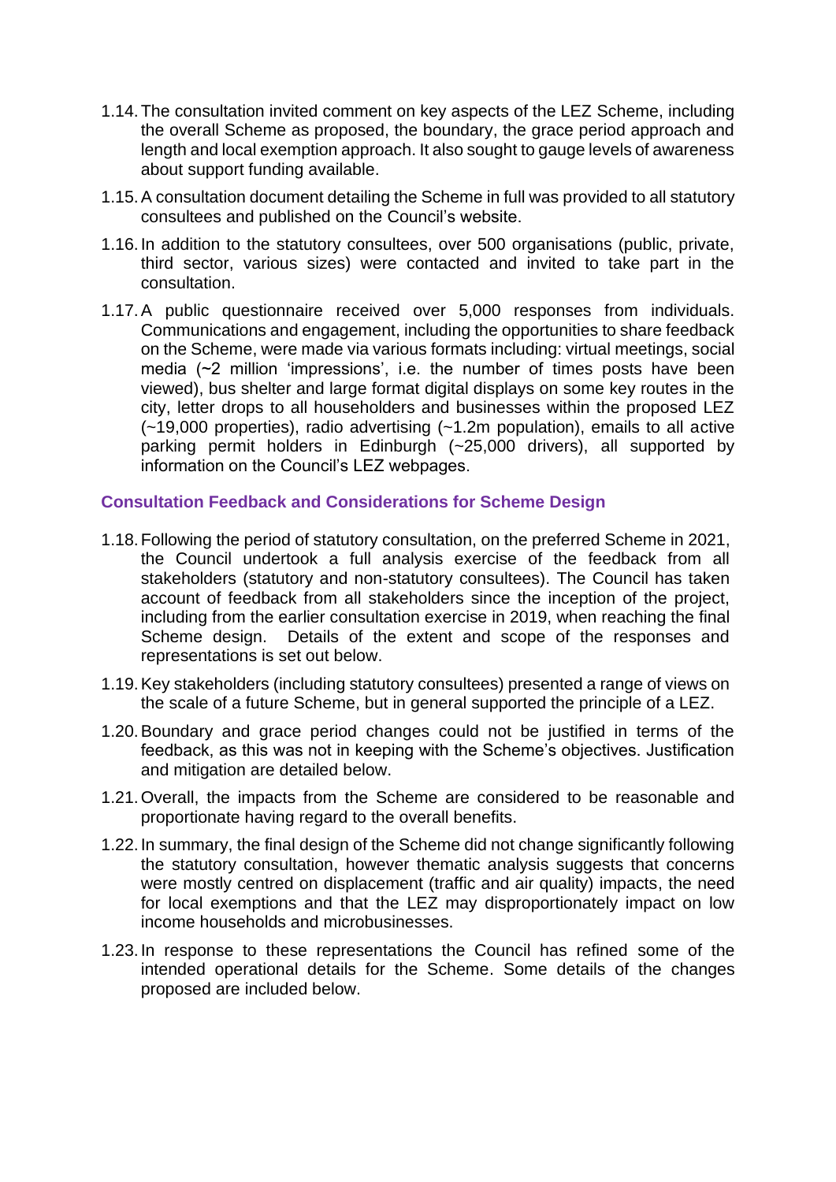1.14. The consultation invited comment on key aspects of the LEZ Scheme, including the overall Scheme as proposed, the boundary, the grace period approach and length and local exemption approach. It also sought to gauge levels of awareness about support funding available.

1.15. A consultation document detailing the Scheme in full was provided to all statutory consultees and published on the Council's website.

1.16. In addition to the statutory consultees, over 500 organisations (public, private, third sector, various sizes) were contacted and invited to take part in the consultation.

1.17. A public questionnaire received over 5,000 responses from individuals. Communications and engagement, including the opportunities to share feedback on the Scheme, were made via various formats including: virtual meetings, social media (~2 million 'impressions', i.e. the number of times posts have been viewed), bus shelter and large format digital displays on some key routes in the city, letter drops to all householders and businesses within the proposed LEZ (~19,000 properties), radio advertising (~1.2m population), emails to all active parking permit holders in Edinburgh (~25,000 drivers), all supported by information on the Council's LEZ webpages.

### Consultation Feedback and Considerations for Scheme Design

1.18. Following the period of statutory consultation, on the preferred Scheme in 2021, the Council undertook a full analysis exercise of the feedback from all stakeholders (statutory and non-statutory consultees). The Council has taken account of feedback from all stakeholders since the inception of the project, including from the earlier consultation exercise in 2019, when reaching the final Scheme design. Details of the extent and scope of the responses and representations is set out below.

1.19. Key stakeholders (including statutory consultees) presented a range of views on the scale of a future Scheme, but in general supported the principle of a LEZ.

1.20. Boundary and grace period changes could not be justified in terms of the feedback, as this was not in keeping with the Scheme's objectives. Justification and mitigation are detailed below.

1.21. Overall, the impacts from the Scheme are considered to be reasonable and proportionate having regard to the overall benefits.

1.22. In summary, the final design of the Scheme did not change significantly following the statutory consultation, however thematic analysis suggests that concerns were mostly centred on displacement (traffic and air quality) impacts, the need for local exemptions and that the LEZ may disproportionately impact on low income households and microbusinesses.

1.23. In response to these representations the Council has refined some of the intended operational details for the Scheme. Some details of the changes proposed are included below.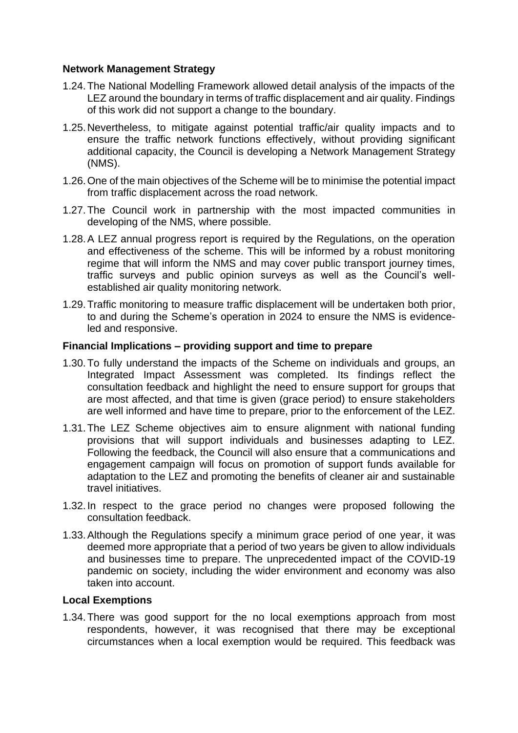**Network Management Strategy**

1.24. The National Modelling Framework allowed detail analysis of the impacts of the LEZ around the boundary in terms of traffic displacement and air quality. Findings of this work did not support a change to the boundary.

1.25. Nevertheless, to mitigate against potential traffic/air quality impacts and to ensure the traffic network functions effectively, without providing significant additional capacity, the Council is developing a Network Management Strategy (NMS).

1.26. One of the main objectives of the Scheme will be to minimise the potential impact from traffic displacement across the road network.

1.27. The Council work in partnership with the most impacted communities in developing of the NMS, where possible.

1.28. A LEZ annual progress report is required by the Regulations, on the operation and effectiveness of the scheme. This will be informed by a robust monitoring regime that will inform the NMS and may cover public transport journey times, traffic surveys and public opinion surveys as well as the Council's well-established air quality monitoring network.

1.29. Traffic monitoring to measure traffic displacement will be undertaken both prior, to and during the Scheme's operation in 2024 to ensure the NMS is evidence-led and responsive.

**Financial Implications – providing support and time to prepare**

1.30. To fully understand the impacts of the Scheme on individuals and groups, an Integrated Impact Assessment was completed. Its findings reflect the consultation feedback and highlight the need to ensure support for groups that are most affected, and that time is given (grace period) to ensure stakeholders are well informed and have time to prepare, prior to the enforcement of the LEZ.

1.31. The LEZ Scheme objectives aim to ensure alignment with national funding provisions that will support individuals and businesses adapting to LEZ. Following the feedback, the Council will also ensure that a communications and engagement campaign will focus on promotion of support funds available for adaptation to the LEZ and promoting the benefits of cleaner air and sustainable travel initiatives.

1.32. In respect to the grace period no changes were proposed following the consultation feedback.

1.33. Although the Regulations specify a minimum grace period of one year, it was deemed more appropriate that a period of two years be given to allow individuals and businesses time to prepare. The unprecedented impact of the COVID-19 pandemic on society, including the wider environment and economy was also taken into account.

**Local Exemptions**

1.34. There was good support for the no local exemptions approach from most respondents, however, it was recognised that there may be exceptional circumstances when a local exemption would be required. This feedback was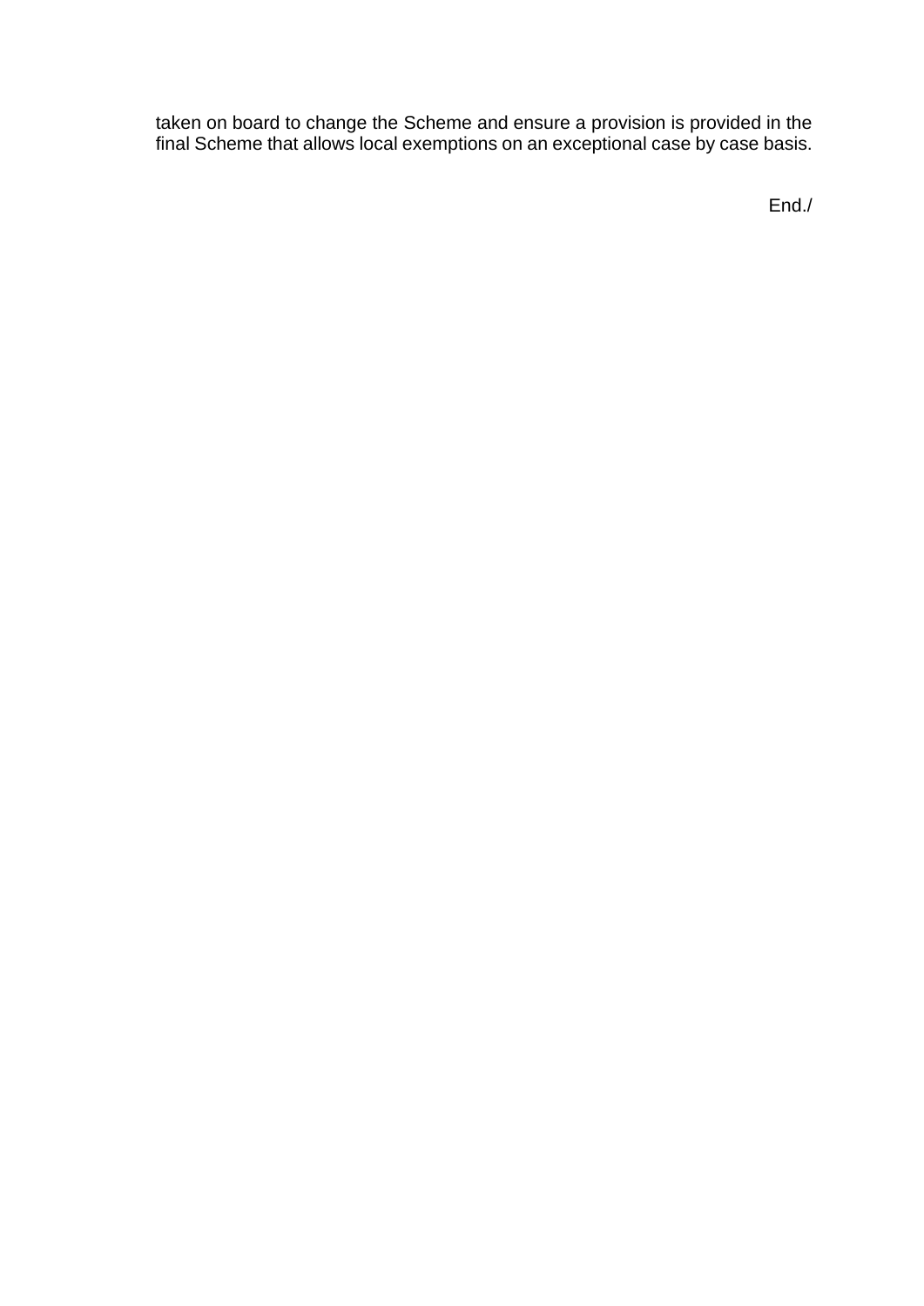taken on board to change the Scheme and ensure a provision is provided in the final Scheme that allows local exemptions on an exceptional case by case basis.

End./